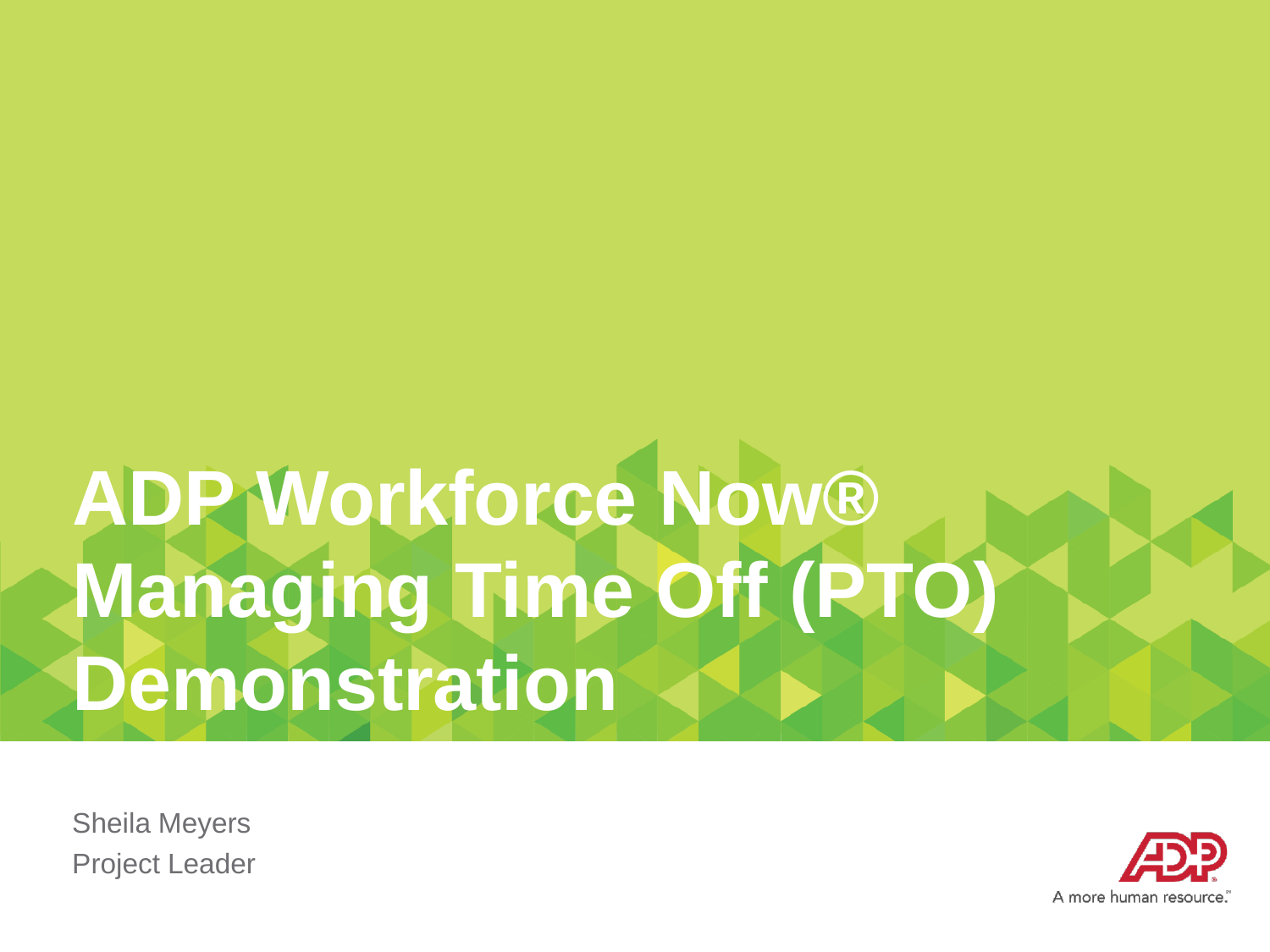# ADP Workforce Now® Managing Time Off (PTO) Demonstration

Sheila Meyers
Project Leader

A more human resource.™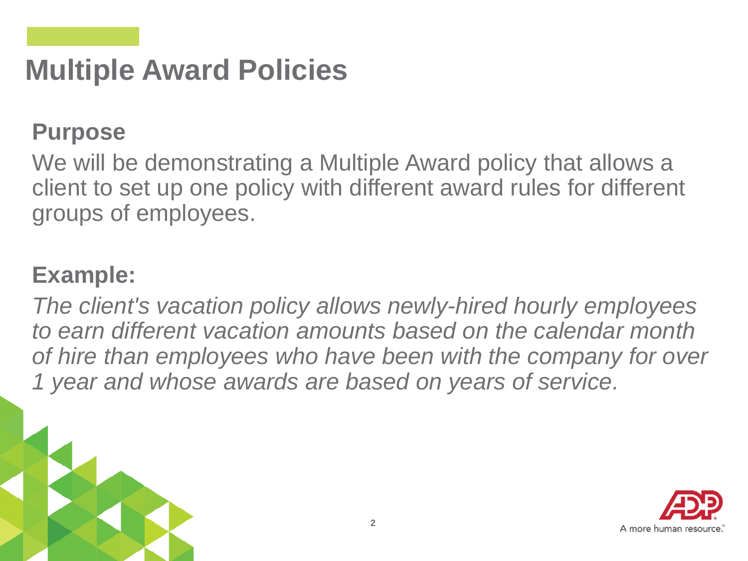# Multiple Award Policies

## Purpose

We will be demonstrating a Multiple Award policy that allows a client to set up one policy with different award rules for different groups of employees.

## Example:

*The client's vacation policy allows newly-hired hourly employees to earn different vacation amounts based on the calendar month of hire than employees who have been with the company for over 1 year and whose awards are based on years of service.*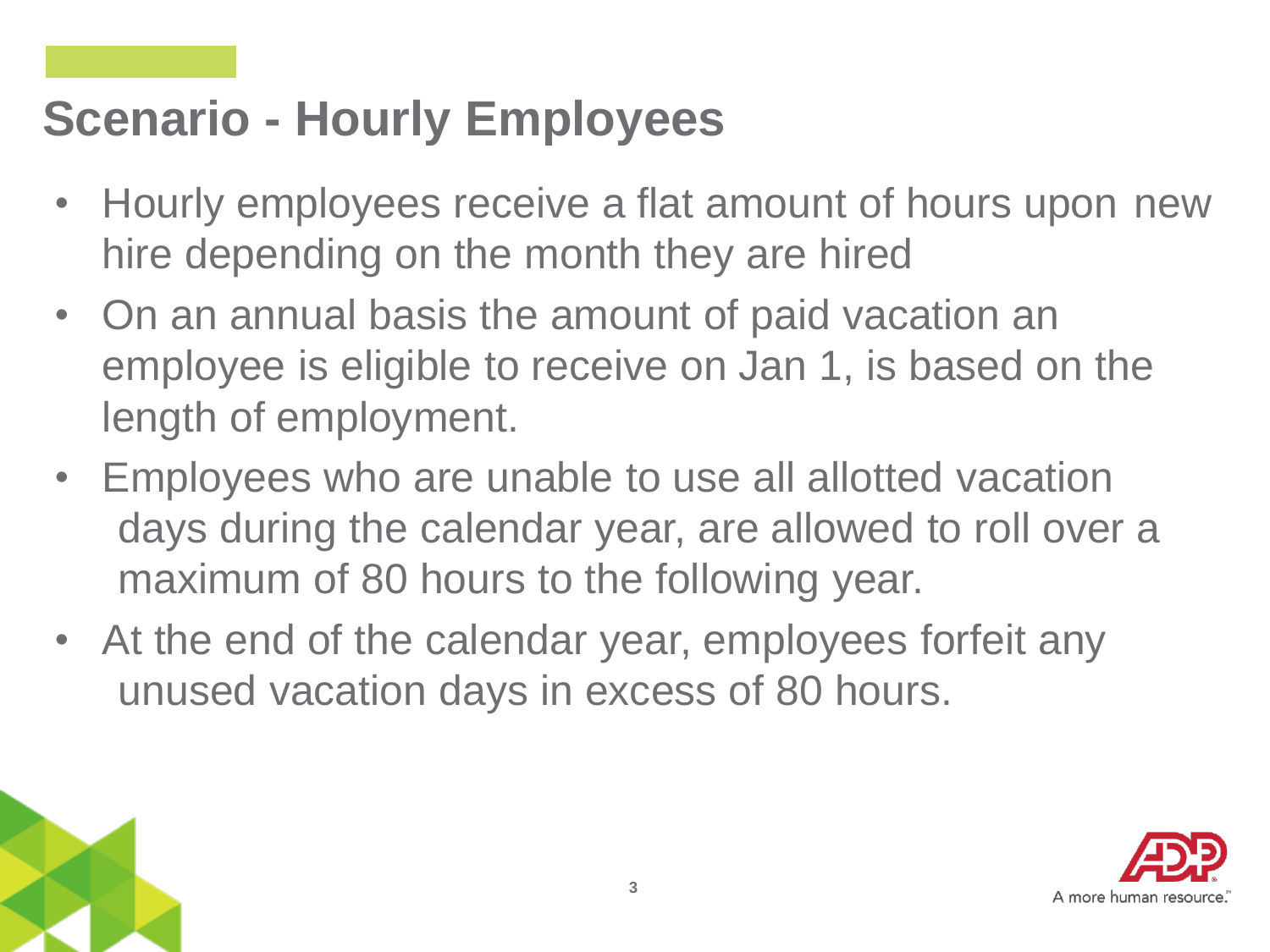# Scenario - Hourly Employees

- Hourly employees receive a flat amount of hours upon new hire depending on the month they are hired
- On an annual basis the amount of paid vacation an employee is eligible to receive on Jan 1, is based on the length of employment.
- Employees who are unable to use all allotted vacation days during the calendar year, are allowed to roll over a maximum of 80 hours to the following year.
- At the end of the calendar year, employees forfeit any unused vacation days in excess of 80 hours.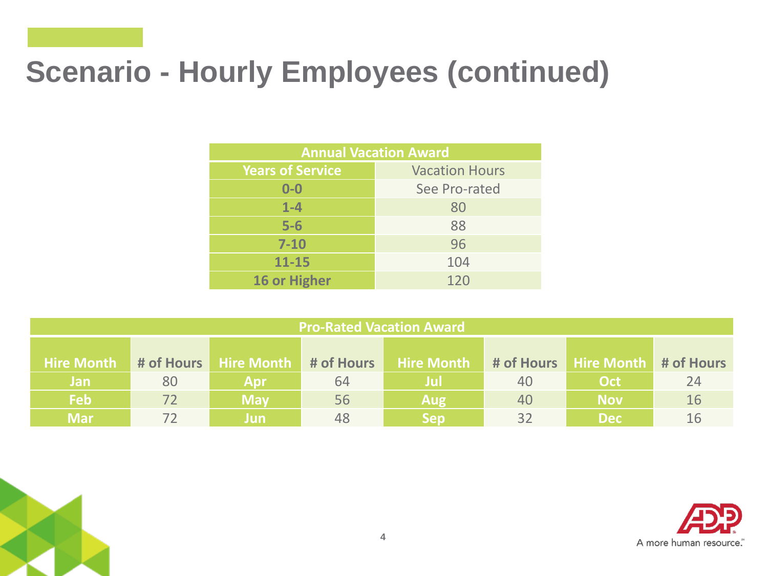# Scenario - Hourly Employees (continued)

| Annual Vacation Award | |
|---|---|
| **Years of Service** | Vacation Hours |
| **0-0** | See Pro-rated |
| **1-4** | 80 |
| **5-6** | 88 |
| **7-10** | 96 |
| **11-15** | 104 |
| **16 or Higher** | 120 |

| Pro-Rated Vacation Award | | | | | | | |
|---|---|---|---|---|---|---|---|
| **Hire Month** | **# of Hours** | **Hire Month** | **# of Hours** | **Hire Month** | **# of Hours** | **Hire Month** | **# of Hours** |
| **Jan** | 80 | **Apr** | 64 | **Jul** | 40 | **Oct** | 24 |
| **Feb** | 72 | **May** | 56 | **Aug** | 40 | **Nov** | 16 |
| **Mar** | 72 | **Jun** | 48 | **Sep** | 32 | **Dec** | 16 |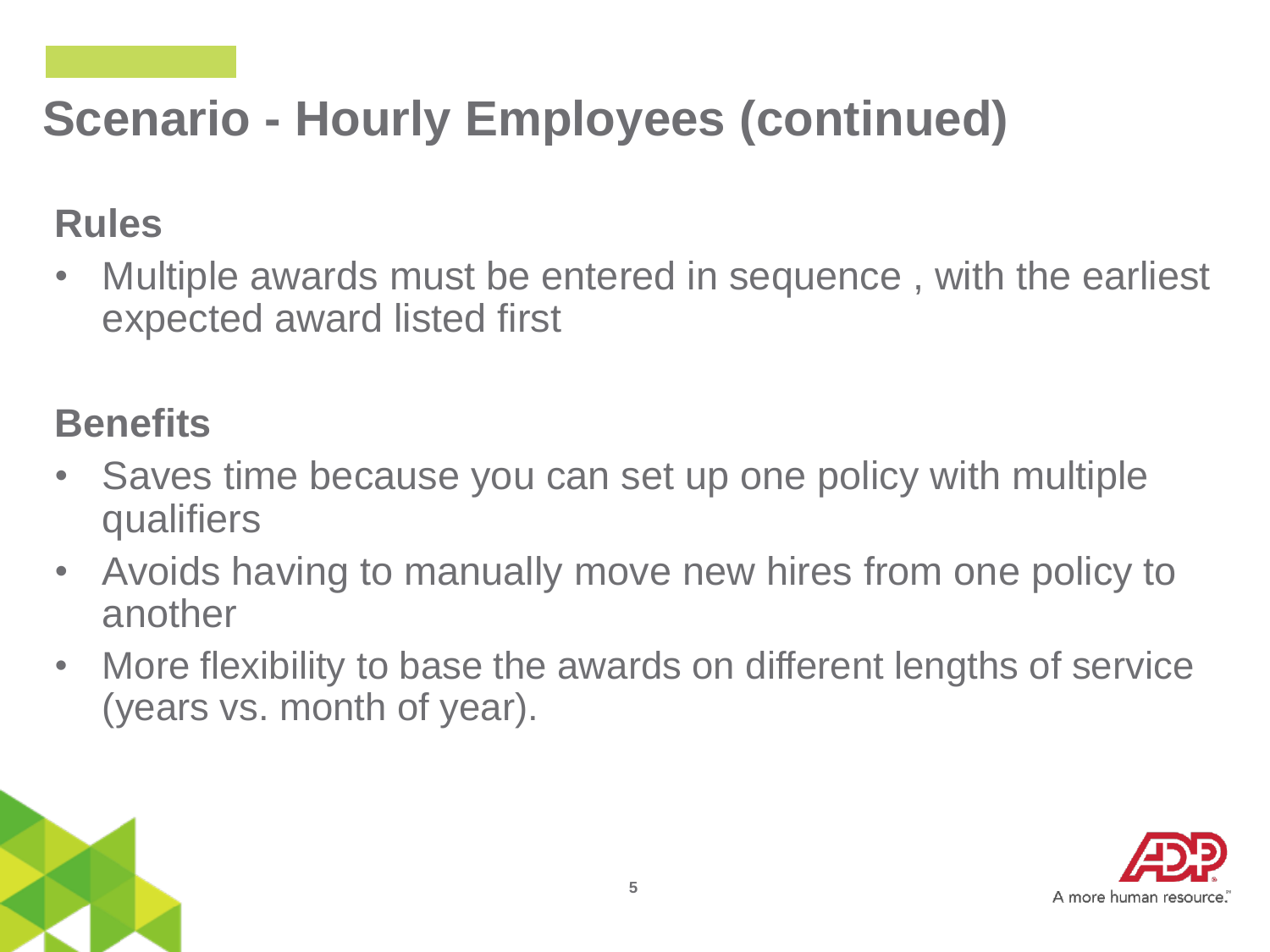# Scenario - Hourly Employees (continued)

## Rules

- Multiple awards must be entered in sequence , with the earliest expected award listed first

## Benefits

- Saves time because you can set up one policy with multiple qualifiers
- Avoids having to manually move new hires from one policy to another
- More flexibility to base the awards on different lengths of service (years vs. month of year).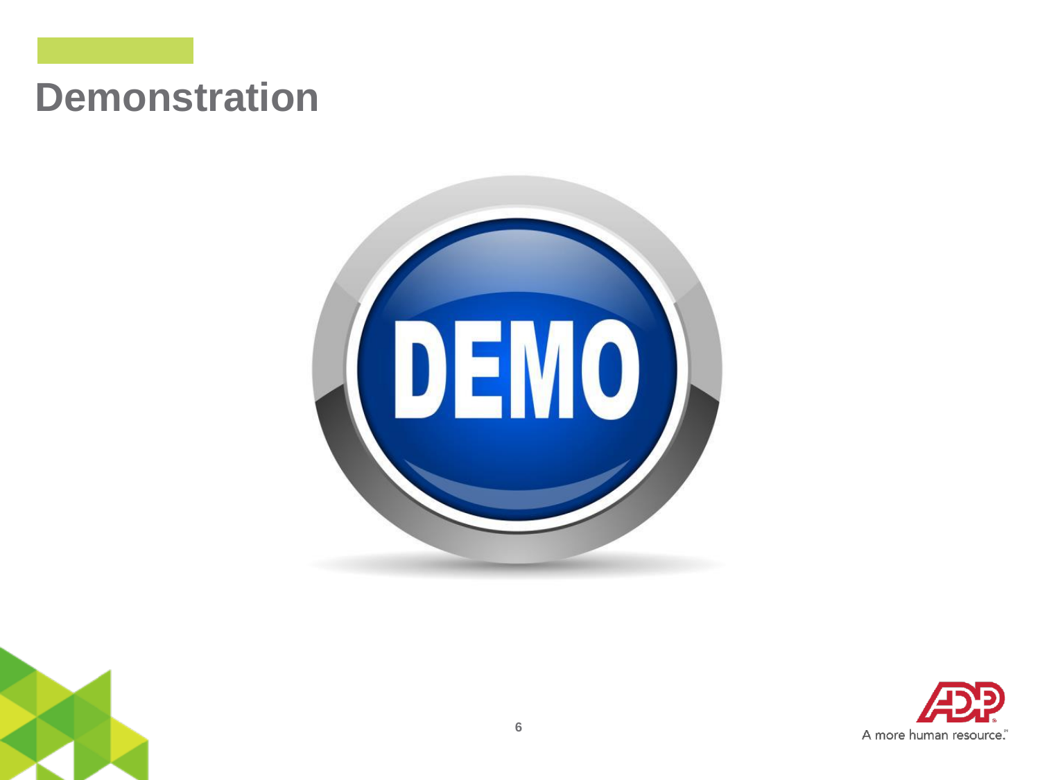# Demonstration

DEMO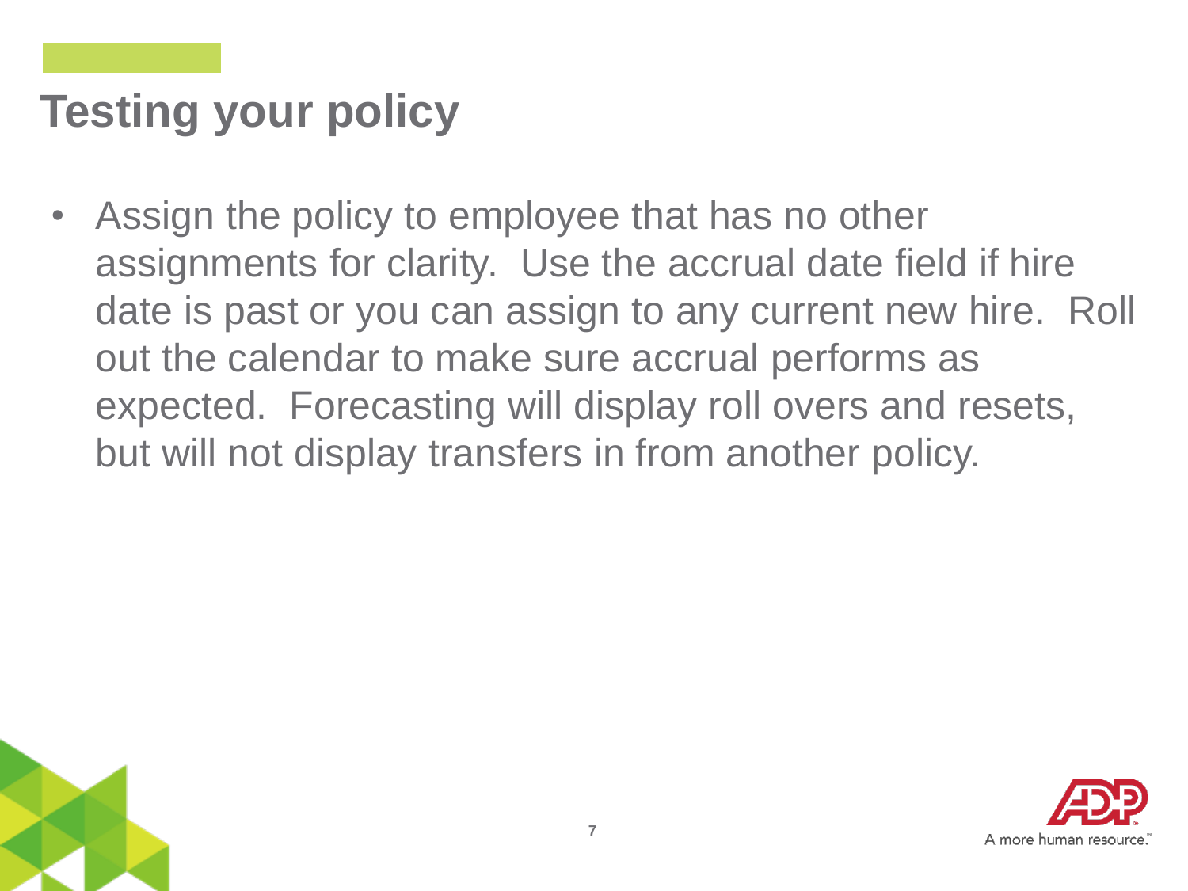# Testing your policy

- Assign the policy to employee that has no other assignments for clarity.  Use the accrual date field if hire date is past or you can assign to any current new hire.  Roll out the calendar to make sure accrual performs as expected.  Forecasting will display roll overs and resets, but will not display transfers in from another policy.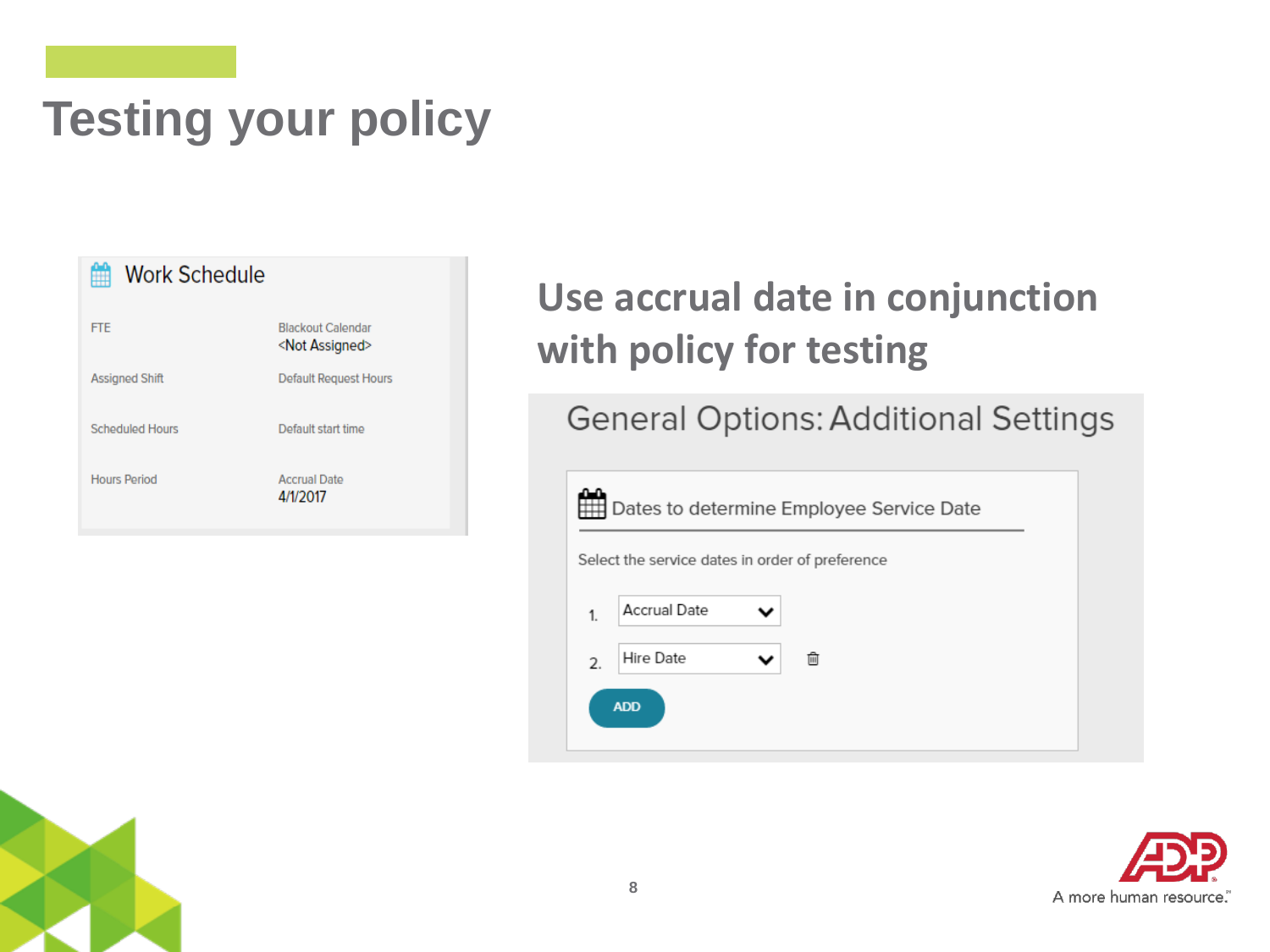# Testing your policy

## Work Schedule

| | |
|---|---|
| FTE | Blackout Calendar<br><Not Assigned> |
| Assigned Shift | Default Request Hours |
| Scheduled Hours | Default start time |
| Hours Period | Accrual Date<br>4/1/2017 |

## Use accrual date in conjunction with policy for testing

### General Options: Additional Settings

**Dates to determine Employee Service Date**

Select the service dates in order of preference

1. Accrual Date
2. Hire Date

ADD

A more human resource.™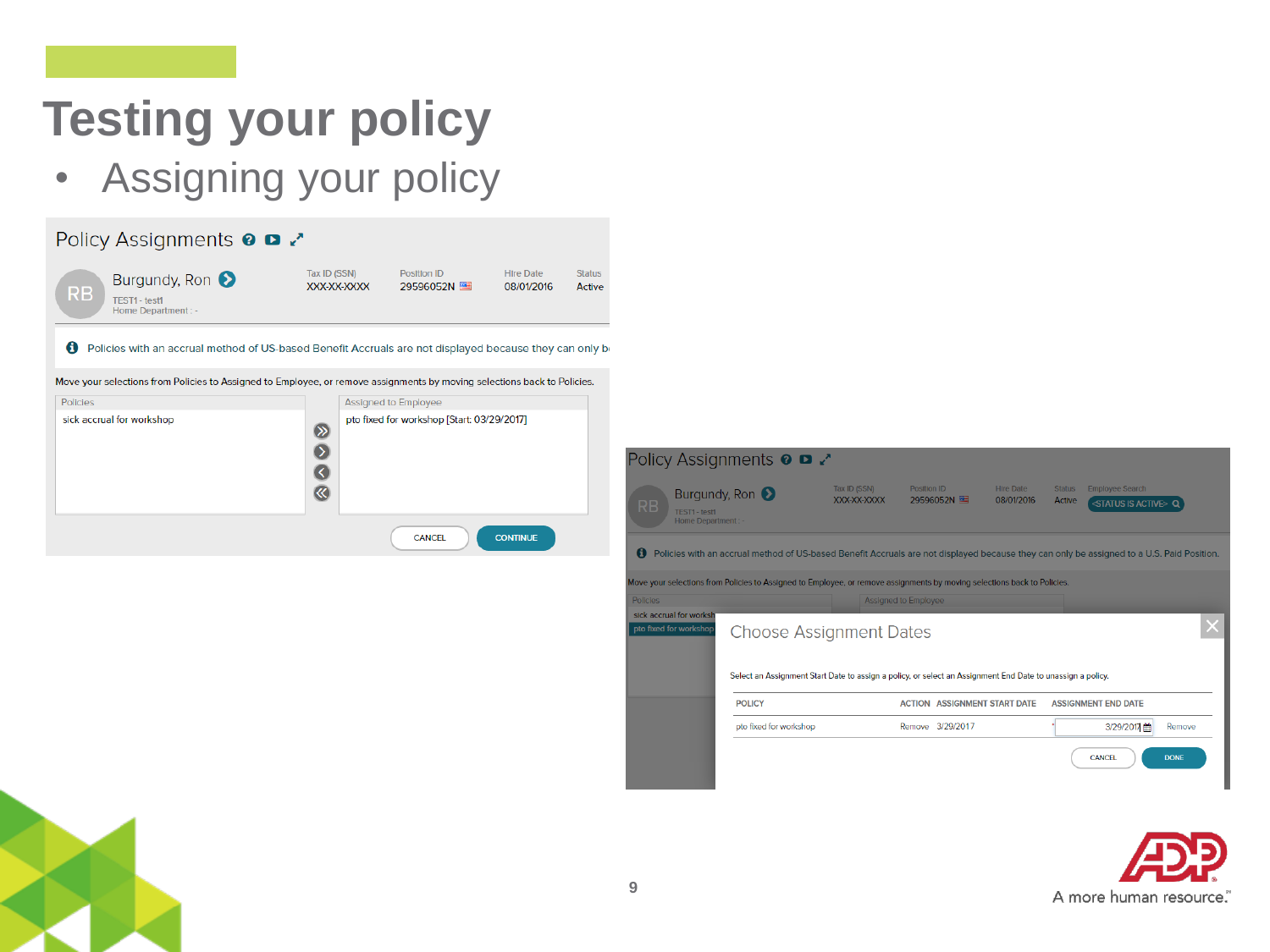# Testing your policy

- Assigning your policy

## Policy Assignments

**Burgundy, Ron**
TEST1 - test1
Home Department : -

| Tax ID (SSN) | Position ID | Hire Date | Status |
|---|---|---|---|
| XXX-XX-XXXX | 29596052N | 08/01/2016 | Active |

Policies with an accrual method of US-based Benefit Accruals are not displayed because they can only b

Move your selections from Policies to Assigned to Employee, or remove assignments by moving selections back to Policies.

| Policies | Assigned to Employee |
|---|---|
| sick accrual for workshop | pto fixed for workshop [Start: 03/29/2017] |

CANCEL CONTINUE

## Policy Assignments

**Burgundy, Ron**
TEST1 - test1
Home Department : -

| Tax ID (SSN) | Position ID | Hire Date | Status | Employee Search |
|---|---|---|---|---|
| XXX-XX-XXXX | 29596052N | 08/01/2016 | Active | <STATUS IS ACTIVE> |

Policies with an accrual method of US-based Benefit Accruals are not displayed because they can only be assigned to a U.S. Paid Position.

Move your selections from Policies to Assigned to Employee, or remove assignments by moving selections back to Policies.

### Choose Assignment Dates

Select an Assignment Start Date to assign a policy, or select an Assignment End Date to unassign a policy.

| POLICY | ACTION | ASSIGNMENT START DATE | ASSIGNMENT END DATE | |
|---|---|---|---|---|
| pto fixed for workshop | Remove | 3/29/2017 | 3/29/2017 | Remove |

CANCEL DONE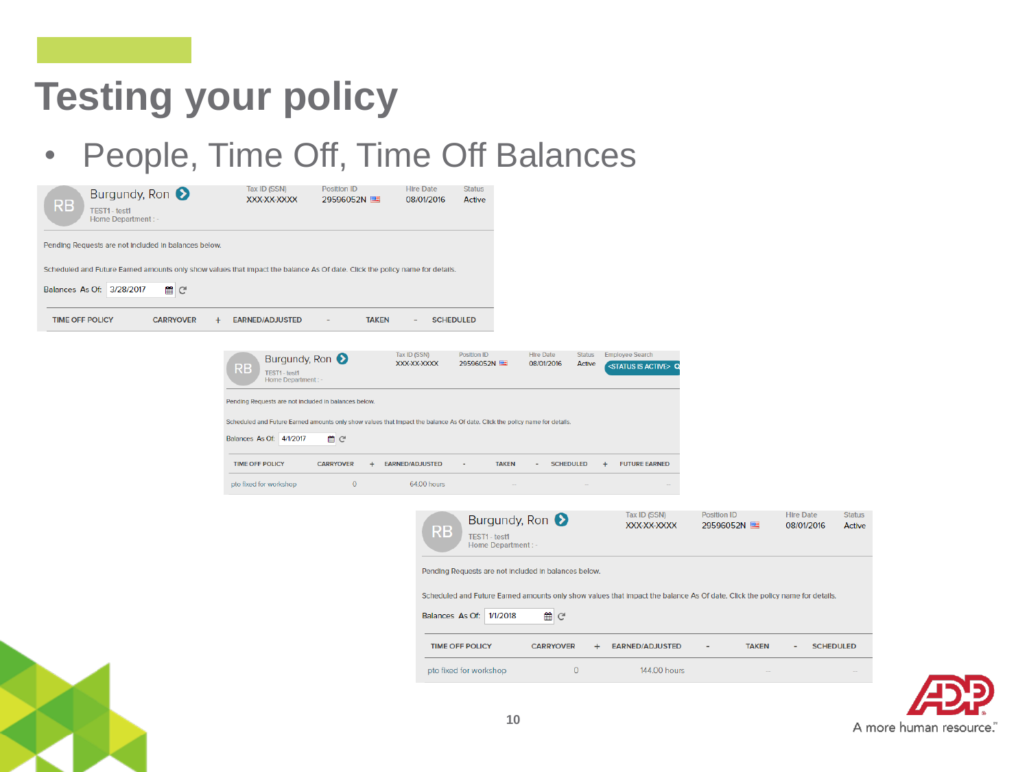# Testing your policy

- People, Time Off, Time Off Balances

Burgundy, Ron
TEST1 - test1
Home Department : -

| Tax ID (SSN) | Position ID | Hire Date | Status |
|---|---|---|---|
| XXX-XX-XXXX | 29596052N | 08/01/2016 | Active |

Pending Requests are not included in balances below.

Scheduled and Future Earned amounts only show values that impact the balance As Of date. Click the policy name for details.

Balances As Of: 3/28/2017

| TIME OFF POLICY | CARRYOVER | + | EARNED/ADJUSTED | - | TAKEN | - | SCHEDULED |
|---|---|---|---|---|---|---|---|

Burgundy, Ron
TEST1 - test1
Home Department : -

| Tax ID (SSN) | Position ID | Hire Date | Status | Employee Search |
|---|---|---|---|---|
| XXX-XX-XXXX | 29596052N | 08/01/2016 | Active | <STATUS IS ACTIVE> |

Pending Requests are not included in balances below.

Scheduled and Future Earned amounts only show values that impact the balance As Of date. Click the policy name for details.

Balances As Of: 4/1/2017

| TIME OFF POLICY | CARRYOVER | + | EARNED/ADJUSTED | - | TAKEN | - | SCHEDULED | + | FUTURE EARNED |
|---|---|---|---|---|---|---|---|---|---|
| pto fixed for workshop | 0 | | 64.00 hours | | -- | | -- | | -- |

Burgundy, Ron
TEST1 - test1
Home Department : -

| Tax ID (SSN) | Position ID | Hire Date | Status |
|---|---|---|---|
| XXX-XX-XXXX | 29596052N | 08/01/2016 | Active |

Pending Requests are not included in balances below.

Scheduled and Future Earned amounts only show values that impact the balance As Of date. Click the policy name for details.

Balances As Of: 1/1/2018

| TIME OFF POLICY | CARRYOVER | + | EARNED/ADJUSTED | - | TAKEN | - | SCHEDULED |
|---|---|---|---|---|---|---|---|
| pto fixed for workshop | 0 | | 144.00 hours | | -- | | -- |

A more human resource.™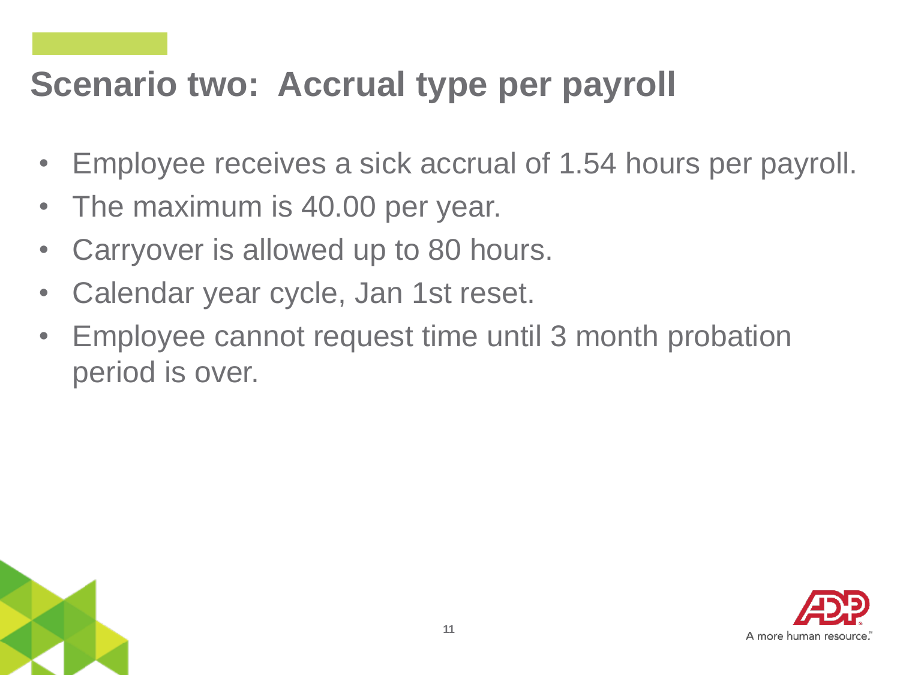# Scenario two: Accrual type per payroll

- Employee receives a sick accrual of 1.54 hours per payroll.
- The maximum is 40.00 per year.
- Carryover is allowed up to 80 hours.
- Calendar year cycle, Jan 1st reset.
- Employee cannot request time until 3 month probation period is over.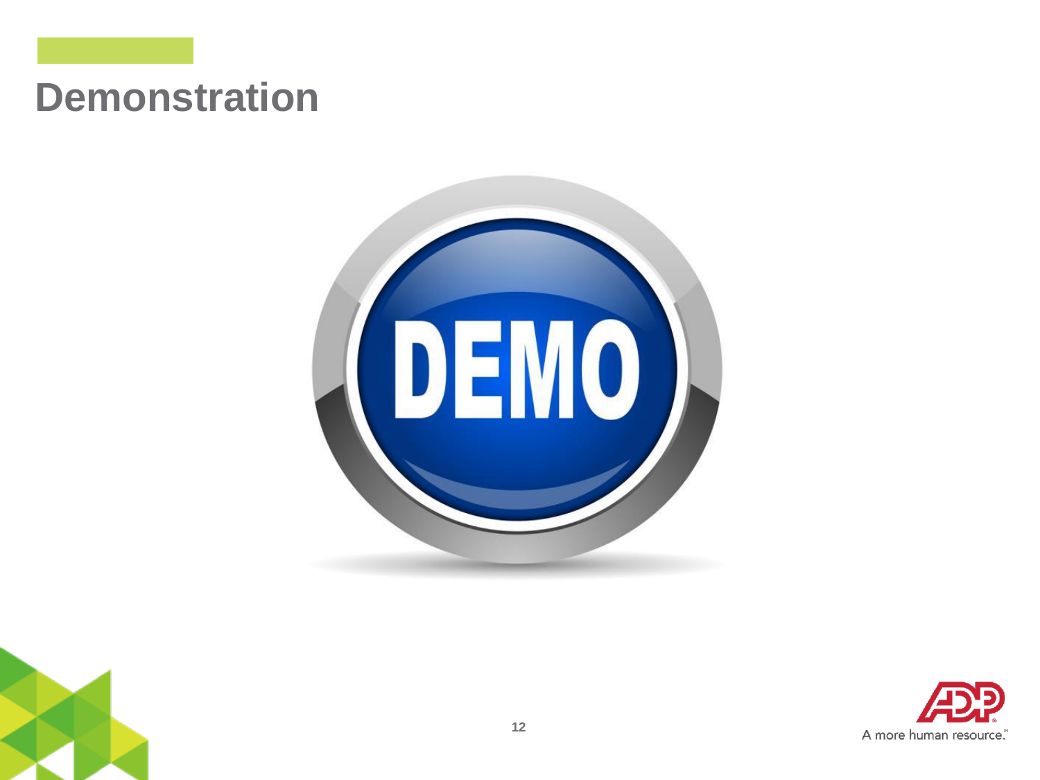# Demonstration

DEMO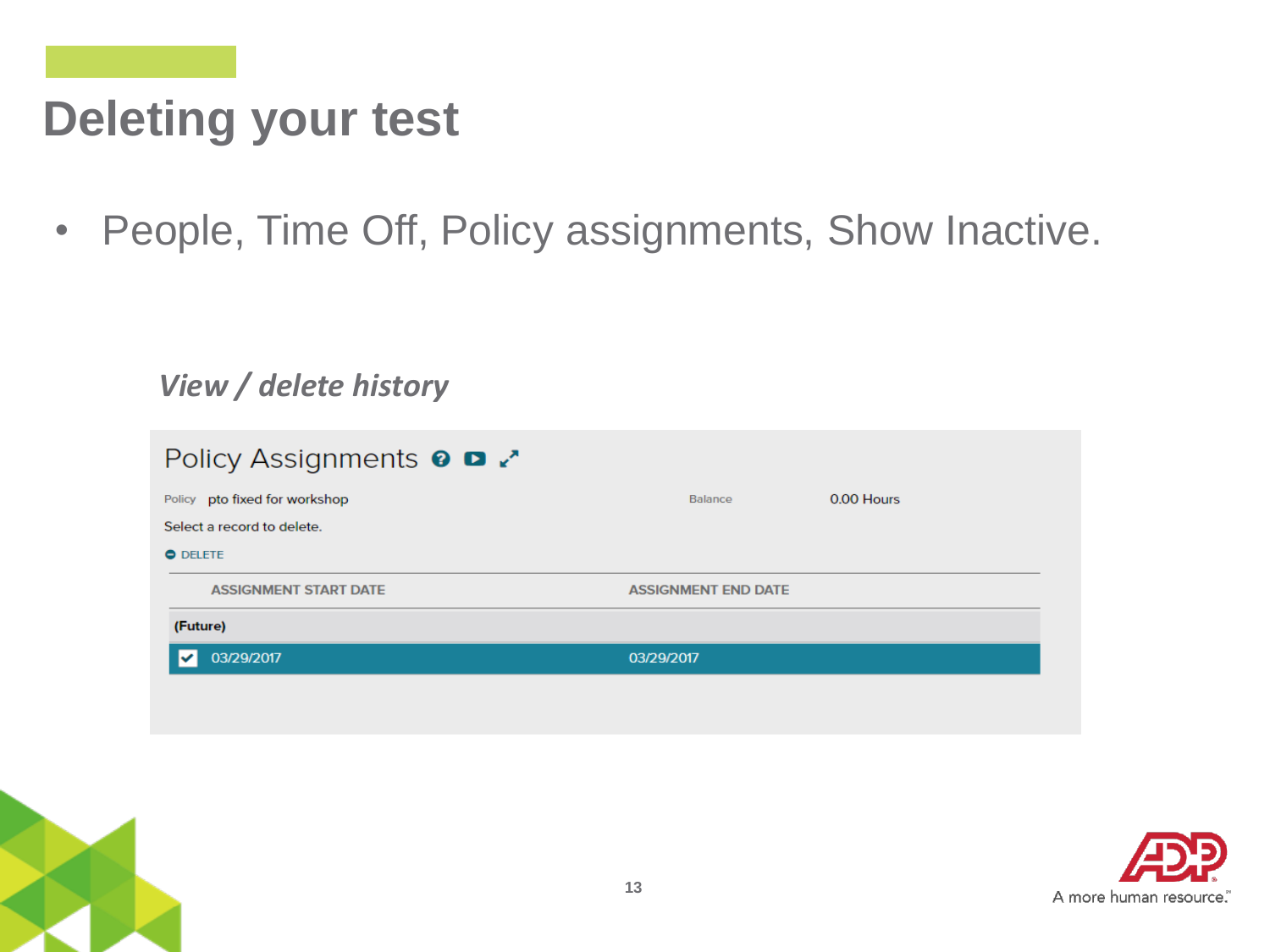# Deleting your test

- People, Time Off, Policy assignments, Show Inactive.

*View / delete history*

## Policy Assignments

Policy pto fixed for workshop

Balance 0.00 Hours

Select a record to delete.

DELETE

| ASSIGNMENT START DATE | ASSIGNMENT END DATE |
|---|---|
| **(Future)** | |
| 03/29/2017 | 03/29/2017 |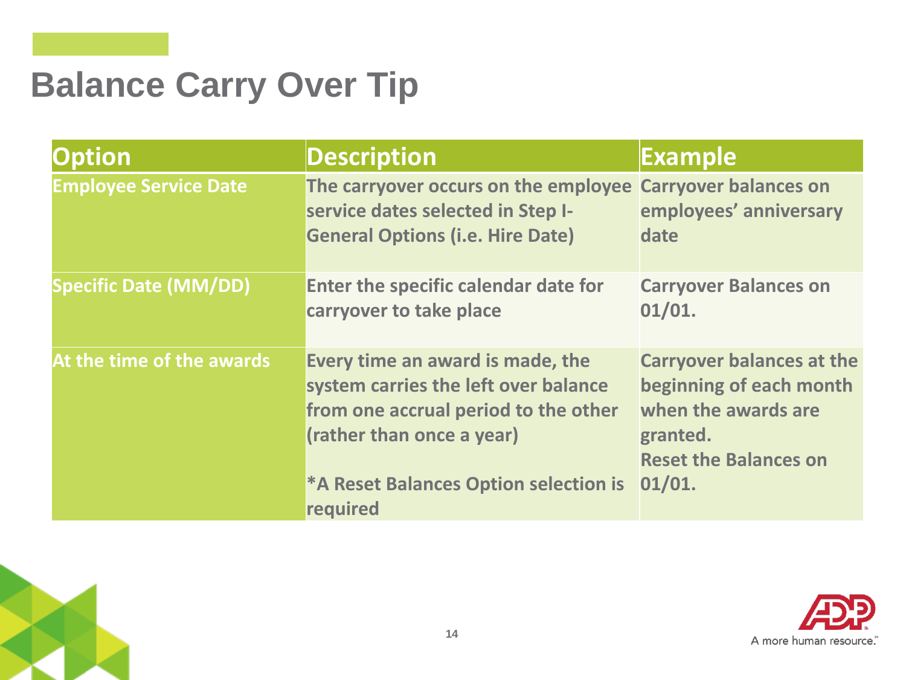# Balance Carry Over Tip

| Option | Description | Example |
| --- | --- | --- |
| Employee Service Date | The carryover occurs on the employee service dates selected in Step I-General Options (i.e. Hire Date) | Carryover balances on employees' anniversary date |
| Specific Date (MM/DD) | Enter the specific calendar date for carryover to take place | Carryover Balances on 01/01. |
| At the time of the awards | Every time an award is made, the system carries the left over balance from one accrual period to the other (rather than once a year)<br><br>*A Reset Balances Option selection is required | Carryover balances at the beginning of each month when the awards are granted.<br>Reset the Balances on 01/01. |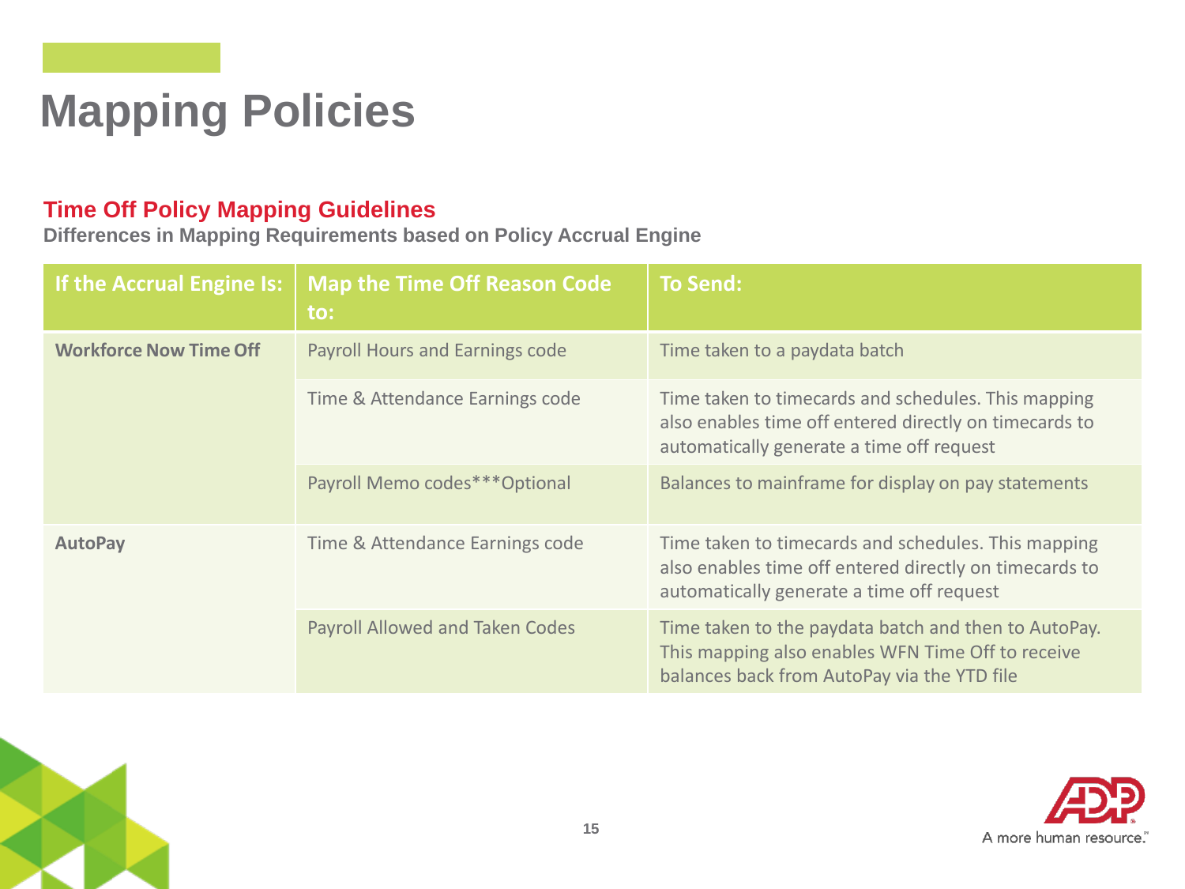# Mapping Policies

## Time Off Policy Mapping Guidelines

**Differences in Mapping Requirements based on Policy Accrual Engine**

| If the Accrual Engine Is: | Map the Time Off Reason Code to: | To Send: |
|---|---|---|
| **Workforce Now Time Off** | Payroll Hours and Earnings code | Time taken to a paydata batch |
| | Time & Attendance Earnings code | Time taken to timecards and schedules. This mapping also enables time off entered directly on timecards to automatically generate a time off request |
| | Payroll Memo codes***Optional | Balances to mainframe for display on pay statements |
| **AutoPay** | Time & Attendance Earnings code | Time taken to timecards and schedules. This mapping also enables time off entered directly on timecards to automatically generate a time off request |
| | Payroll Allowed and Taken Codes | Time taken to the paydata batch and then to AutoPay. This mapping also enables WFN Time Off to receive balances back from AutoPay via the YTD file |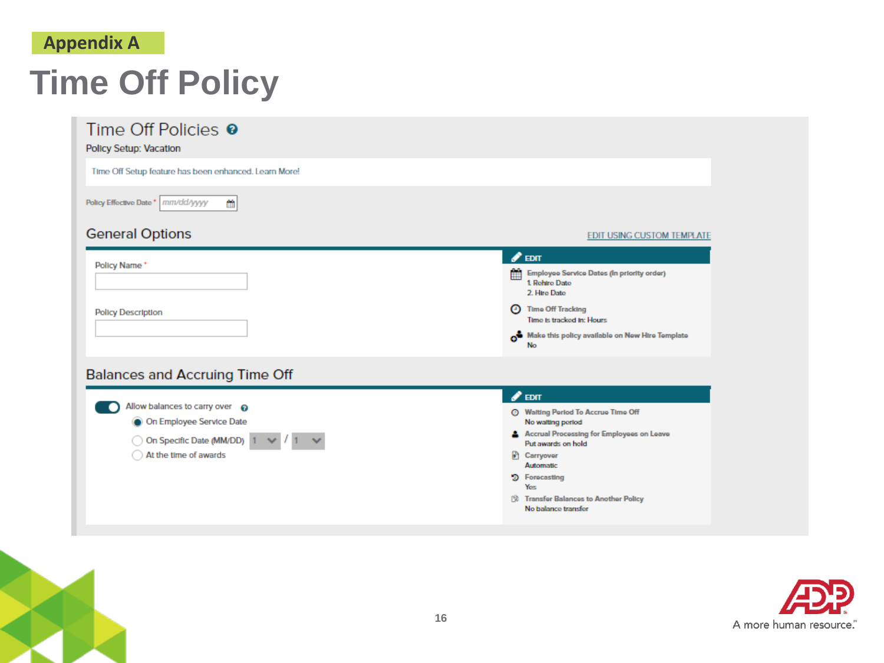Appendix A

# Time Off Policy

## Time Off Policies

Policy Setup: Vacation

Time Off Setup feature has been enhanced. Learn More!

Policy Effective Date * mm/dd/yyyy

### General Options

EDIT USING CUSTOM TEMPLATE

Policy Name *

Policy Description

EDIT

Employee Service Dates (In priority order)
1. Rehire Date
2. Hire Date

Time Off Tracking
Time is tracked in: Hours

Make this policy available on New Hire Template
No

### Balances and Accruing Time Off

Allow balances to carry over

- On Employee Service Date
- On Specific Date (MM/DD) 1 / 1
- At the time of awards

EDIT

Waiting Period To Accrue Time Off
No waiting period

Accrual Processing for Employees on Leave
Put awards on hold

Carryover
Automatic

Forecasting
Yes

Transfer Balances to Another Policy
No balance transfer

A more human resource.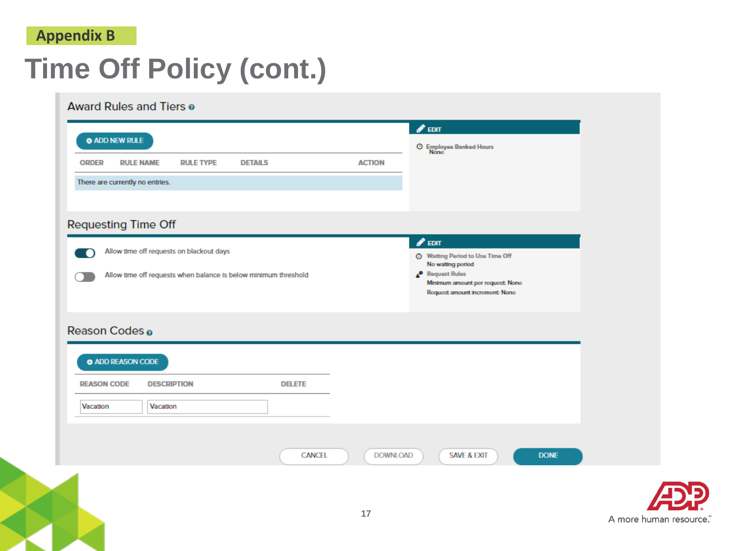Appendix B

# Time Off Policy (cont.)

## Award Rules and Tiers

ADD NEW RULE

| ORDER | RULE NAME | RULE TYPE | DETAILS | ACTION |
|---|---|---|---|---|
| There are currently no entries. | | | | |

EDIT

Employee Banked Hours
None

## Requesting Time Off

- Allow time off requests on blackout days (on)
- Allow time off requests when balance is below minimum threshold (off)

EDIT

Waiting Period to Use Time Off
No waiting period

Request Rules
Minimum amount per request: None
Request amount increment: None

## Reason Codes

ADD REASON CODE

| REASON CODE | DESCRIPTION | DELETE |
|---|---|---|
| Vacation | Vacation | |

CANCEL | DOWNLOAD | SAVE & EXIT | DONE

A more human resource.™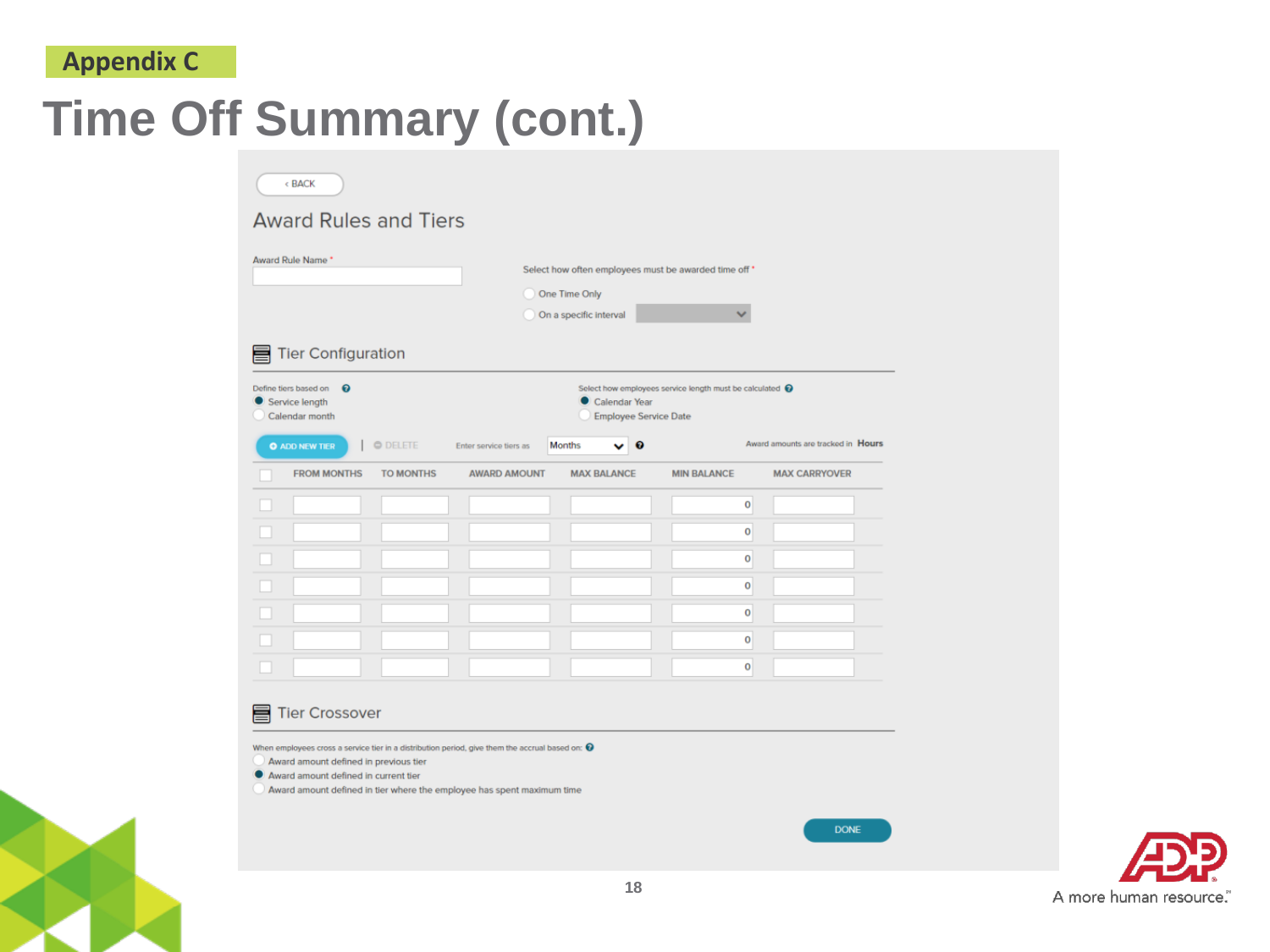Appendix C

# Time Off Summary (cont.)

‹ BACK

## Award Rules and Tiers

Award Rule Name *

Select how often employees must be awarded time off *

- One Time Only
- On a specific interval

### Tier Configuration

Define tiers based on

- ● Service length
- ○ Calendar month

Select how employees service length must be calculated

- ● Calendar Year
- ○ Employee Service Date

ADD NEW TIER | DELETE    Enter service tiers as: Months    Award amounts are tracked in **Hours**

| | FROM MONTHS | TO MONTHS | AWARD AMOUNT | MAX BALANCE | MIN BALANCE | MAX CARRYOVER |
|---|---|---|---|---|---|---|
| | | | | | 0 | |
| | | | | | 0 | |
| | | | | | 0 | |
| | | | | | 0 | |
| | | | | | 0 | |
| | | | | | 0 | |
| | | | | | 0 | |

### Tier Crossover

When employees cross a service tier in a distribution period, give them the accrual based on:

- ○ Award amount defined in previous tier
- ● Award amount defined in current tier
- ○ Award amount defined in tier where the employee has spent maximum time

DONE

A more human resource.™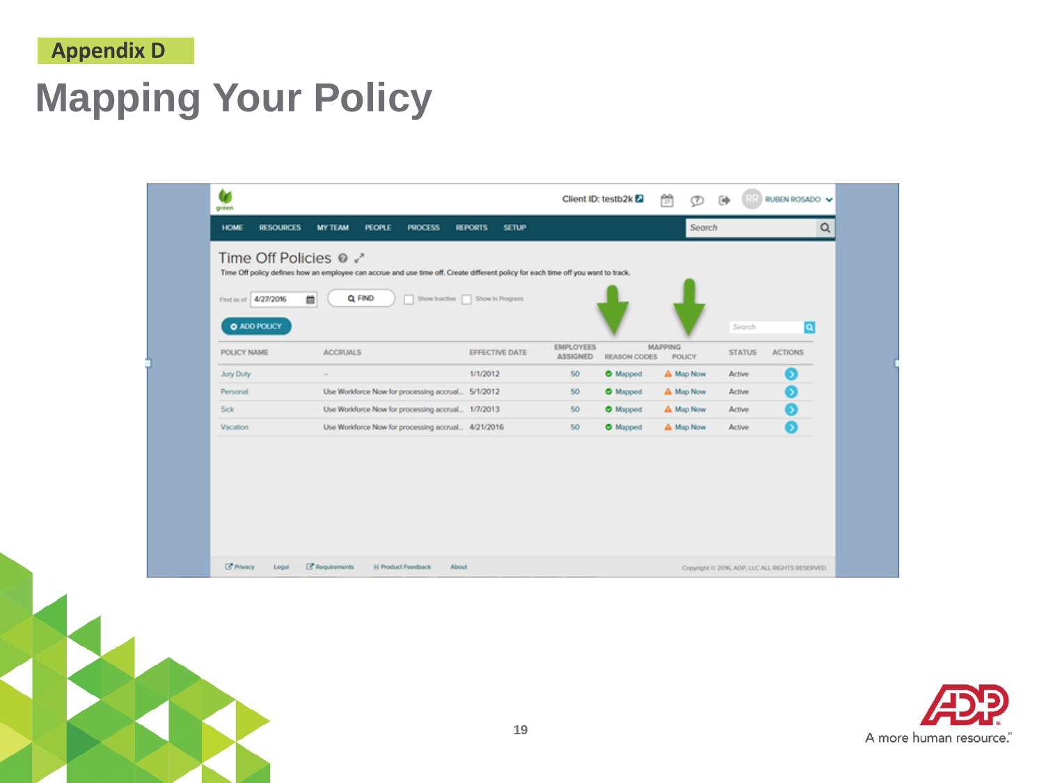## Appendix D

# Mapping Your Policy

Client ID: testb2k

RUBEN ROSADO

HOME | RESOURCES | MY TEAM | PEOPLE | PROCESS | REPORTS | SETUP

Search

### Time Off Policies

Time Off policy defines how an employee can accrue and use time off. Create different policy for each time off you want to track.

Find as of 4/27/2016 | FIND | Show Inactive | Show In Progress

ADD POLICY

Search

| POLICY NAME | ACCRUALS | EFFECTIVE DATE | EMPLOYEES ASSIGNED | MAPPING REASON CODES | MAPPING POLICY | STATUS | ACTIONS |
|---|---|---|---|---|---|---|---|
| Jury Duty | -- | 1/1/2012 | 50 | Mapped | Map Now | Active | |
| Personal | Use Workforce Now for processing accrual... | 5/1/2012 | 50 | Mapped | Map Now | Active | |
| Sick | Use Workforce Now for processing accrual... | 1/7/2013 | 50 | Mapped | Map Now | Active | |
| Vacation | Use Workforce Now for processing accrual... | 4/21/2016 | 50 | Mapped | Map Now | Active | |

Privacy | Legal | Requirements | Product Feedback | About

Copyright © 2016, ADP, LLC ALL RIGHTS RESERVED

A more human resource.™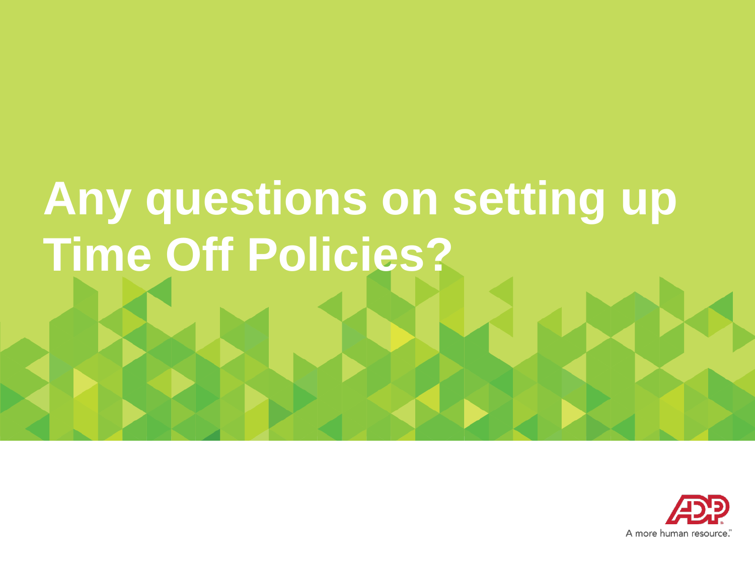# Any questions on setting up Time Off Policies?

A more human resource.™